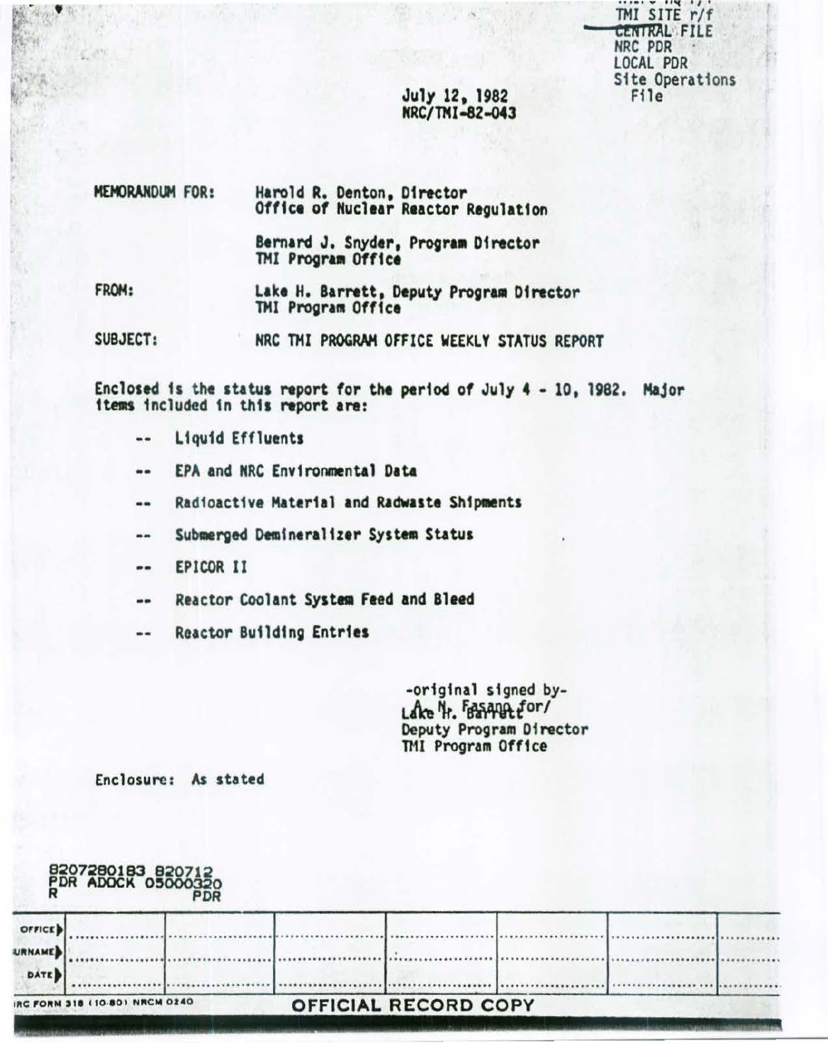TMI SITE r/f
~~CENTRAL~~ FILE
NRC PDR
LOCAL PDR
Site Operations File

July 12, 1982
NRC/TMI-82-043

MEMORANDUM FOR: Harold R. Denton, Director
Office of Nuclear Reactor Regulation

Bernard J. Snyder, Program Director
TMI Program Office

FROM: Lake H. Barrett, Deputy Program Director
TMI Program Office

SUBJECT: NRC TMI PROGRAM OFFICE WEEKLY STATUS REPORT

Enclosed is the status report for the period of July 4 - 10, 1982. Major items included in this report are:

- Liquid Effluents
- EPA and NRC Environmental Data
- Radioactive Material and Radwaste Shipments
- Submerged Demineralizer System Status
- EPICOR II
- Reactor Coolant System Feed and Bleed
- Reactor Building Entries

-original signed by-
A. N. Fasano for/
Lake H. Barrett
Deputy Program Director
TMI Program Office

Enclosure: As stated

8207280183 820712
PDR ADOCK 05000320
R PDR

| OFFICE | | | | | | | |
|---|---|---|---|---|---|---|---|
| SURNAME | | | | | | | |
| DATE | | | | | | | |

NRC FORM 318 (10-80) NRCM 0240

OFFICIAL RECORD COPY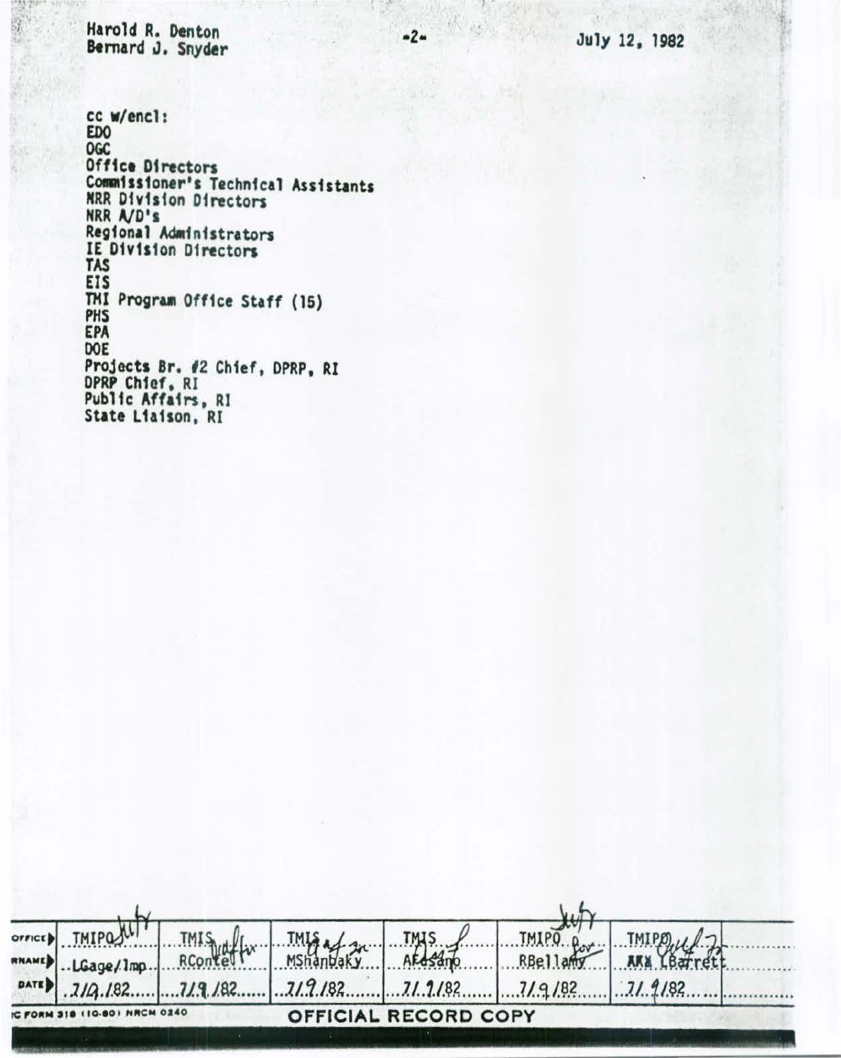Harold R. Denton
Bernard J. Snyder

July 12, 1982

cc w/encl:
EDO
OGC
Office Directors
Commissioner's Technical Assistants
NRR Division Directors
NRR A/D's
Regional Administrators
IE Division Directors
TAS
EIS
TMI Program Office Staff (15)
PHS
EPA
DOE
Projects Br. #2 Chief, DPRP, RI
DPRP Chief, RI
Public Affairs, RI
State Liaison, RI

| OFFICE | TMIPO | TMIS | TMIS | TMIS | TMIPO | TMIPO | |
|---|---|---|---|---|---|---|---|
| SURNAME | LGage/lmp | RConte | MShanbaky | AFasano | RBellamy | LBarrett | |
| DATE | 7/9/82 | 7/9/82 | 7/9/82 | 7/9/82 | 7/9/82 | 7/9/82 | |

NRC FORM 318 (10-80) NRCM 0240

OFFICIAL RECORD COPY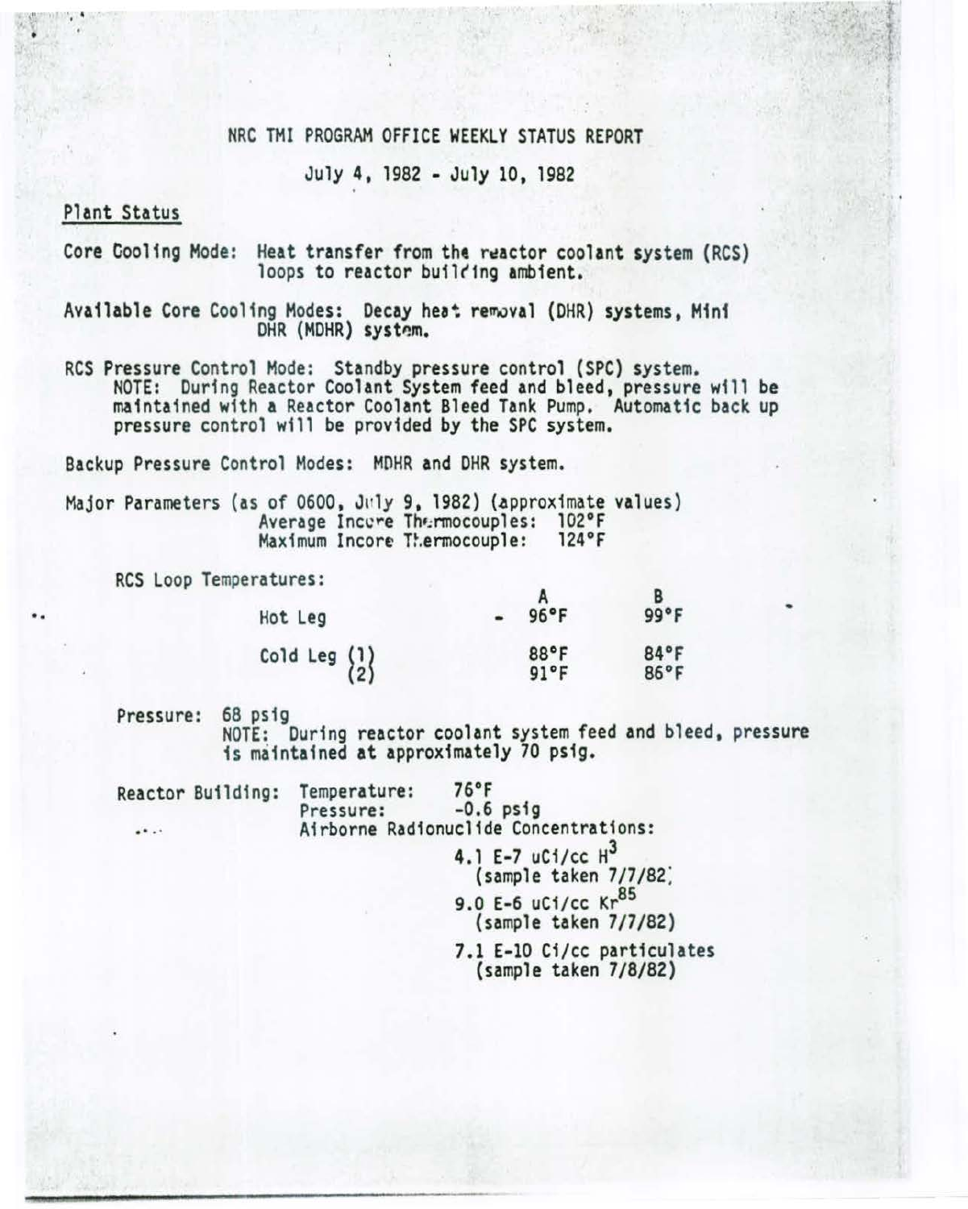# NRC TMI PROGRAM OFFICE WEEKLY STATUS REPORT

July 4, 1982 - July 10, 1982

## Plant Status

Core Cooling Mode: Heat transfer from the reactor coolant system (RCS) loops to reactor building ambient.

Available Core Cooling Modes: Decay heat removal (DHR) systems, Mini DHR (MDHR) system.

RCS Pressure Control Mode: Standby pressure control (SPC) system.
NOTE: During Reactor Coolant System feed and bleed, pressure will be maintained with a Reactor Coolant Bleed Tank Pump. Automatic back up pressure control will be provided by the SPC system.

Backup Pressure Control Modes: MDHR and DHR system.

Major Parameters (as of 0600, July 9, 1982) (approximate values)
Average Incore Thermocouples: 102°F
Maximum Incore Thermocouple: 124°F

RCS Loop Temperatures:

| | A | B |
|---|---|---|
| Hot Leg | 96°F | 99°F |
| Cold Leg (1) | 88°F | 84°F |
| Cold Leg (2) | 91°F | 86°F |

Pressure: 68 psig
NOTE: During reactor coolant system feed and bleed, pressure is maintained at approximately 70 psig.

Reactor Building: Temperature: 76°F
Pressure: -0.6 psig
Airborne Radionuclide Concentrations:

4.1 E-7 uCi/cc $H^3$
(sample taken 7/7/82)

9.0 E-6 uCi/cc $Kr^{85}$
(sample taken 7/7/82)

7.1 E-10 Ci/cc particulates
(sample taken 7/8/82)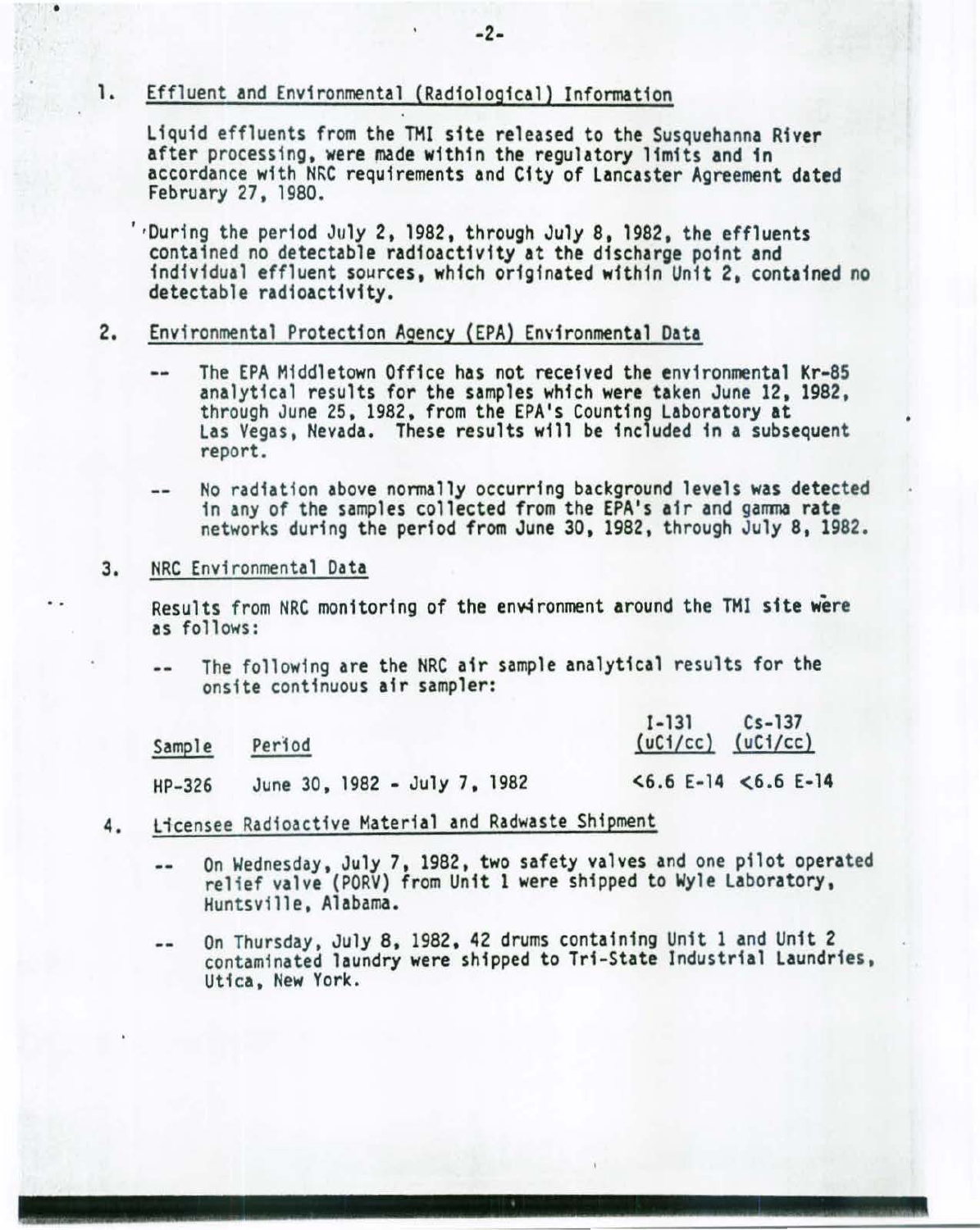1. <u>Effluent and Environmental (Radiological) Information</u>

   Liquid effluents from the TMI site released to the Susquehanna River after processing, were made within the regulatory limits and in accordance with NRC requirements and City of Lancaster Agreement dated February 27, 1980.

   During the period July 2, 1982, through July 8, 1982, the effluents contained no detectable radioactivity at the discharge point and individual effluent sources, which originated within Unit 2, contained no detectable radioactivity.

2. <u>Environmental Protection Agency (EPA) Environmental Data</u>

   -- The EPA Middletown Office has not received the environmental Kr-85 analytical results for the samples which were taken June 12, 1982, through June 25, 1982, from the EPA's Counting Laboratory at Las Vegas, Nevada. These results will be included in a subsequent report.

   -- No radiation above normally occurring background levels was detected in any of the samples collected from the EPA's air and gamma rate networks during the period from June 30, 1982, through July 8, 1982.

3. <u>NRC Environmental Data</u>

   Results from NRC monitoring of the environment around the TMI site were as follows:

   -- The following are the NRC air sample analytical results for the onsite continuous air sampler:

| Sample | Period | I-131 (uCi/cc) | Cs-137 (uCi/cc) |
|---|---|---|---|
| HP-326 | June 30, 1982 - July 7, 1982 | <6.6 E-14 | <6.6 E-14 |

4. <u>Licensee Radioactive Material and Radwaste Shipment</u>

   -- On Wednesday, July 7, 1982, two safety valves and one pilot operated relief valve (PORV) from Unit 1 were shipped to Wyle Laboratory, Huntsville, Alabama.

   -- On Thursday, July 8, 1982, 42 drums containing Unit 1 and Unit 2 contaminated laundry were shipped to Tri-State Industrial Laundries, Utica, New York.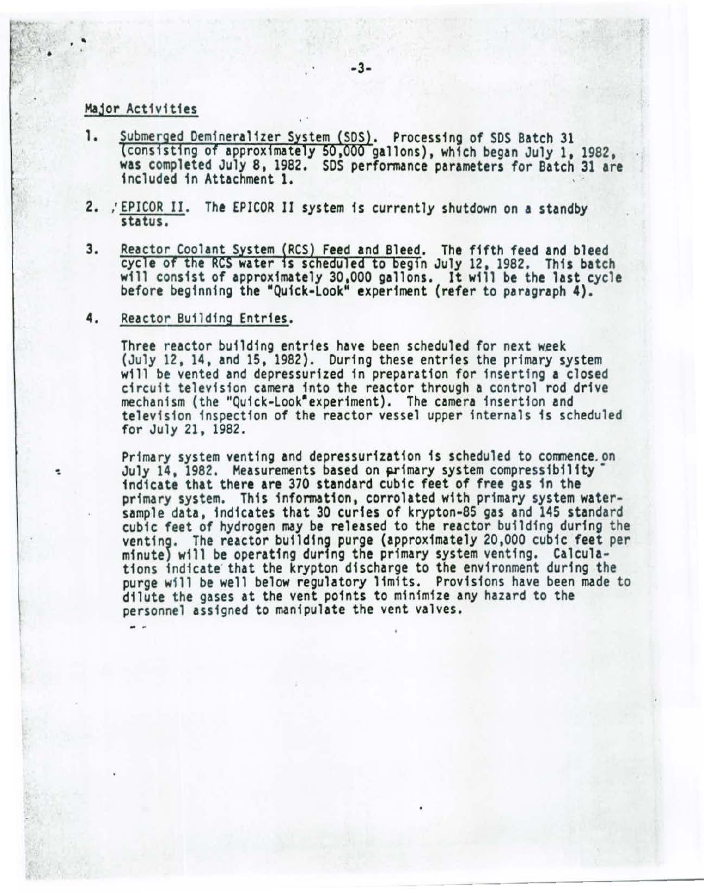## Major Activities

1. Submerged Demineralizer System (SDS). Processing of SDS Batch 31 (consisting of approximately 50,000 gallons), which began July 1, 1982, was completed July 8, 1982. SDS performance parameters for Batch 31 are included in Attachment 1.

2. EPICOR II. The EPICOR II system is currently shutdown on a standby status.

3. Reactor Coolant System (RCS) Feed and Bleed. The fifth feed and bleed cycle of the RCS water is scheduled to begin July 12, 1982. This batch will consist of approximately 30,000 gallons. It will be the last cycle before beginning the "Quick-Look" experiment (refer to paragraph 4).

4. Reactor Building Entries.

   Three reactor building entries have been scheduled for next week (July 12, 14, and 15, 1982). During these entries the primary system will be vented and depressurized in preparation for inserting a closed circuit television camera into the reactor through a control rod drive mechanism (the "Quick-Look" experiment). The camera insertion and television inspection of the reactor vessel upper internals is scheduled for July 21, 1982.

   Primary system venting and depressurization is scheduled to commence on July 14, 1982. Measurements based on primary system compressibility indicate that there are 370 standard cubic feet of free gas in the primary system. This information, corrolated with primary system water-sample data, indicates that 30 curies of krypton-85 gas and 145 standard cubic feet of hydrogen may be released to the reactor building during the venting. The reactor building purge (approximately 20,000 cubic feet per minute) will be operating during the primary system venting. Calculations indicate that the krypton discharge to the environment during the purge will be well below regulatory limits. Provisions have been made to dilute the gases at the vent points to minimize any hazard to the personnel assigned to manipulate the vent valves.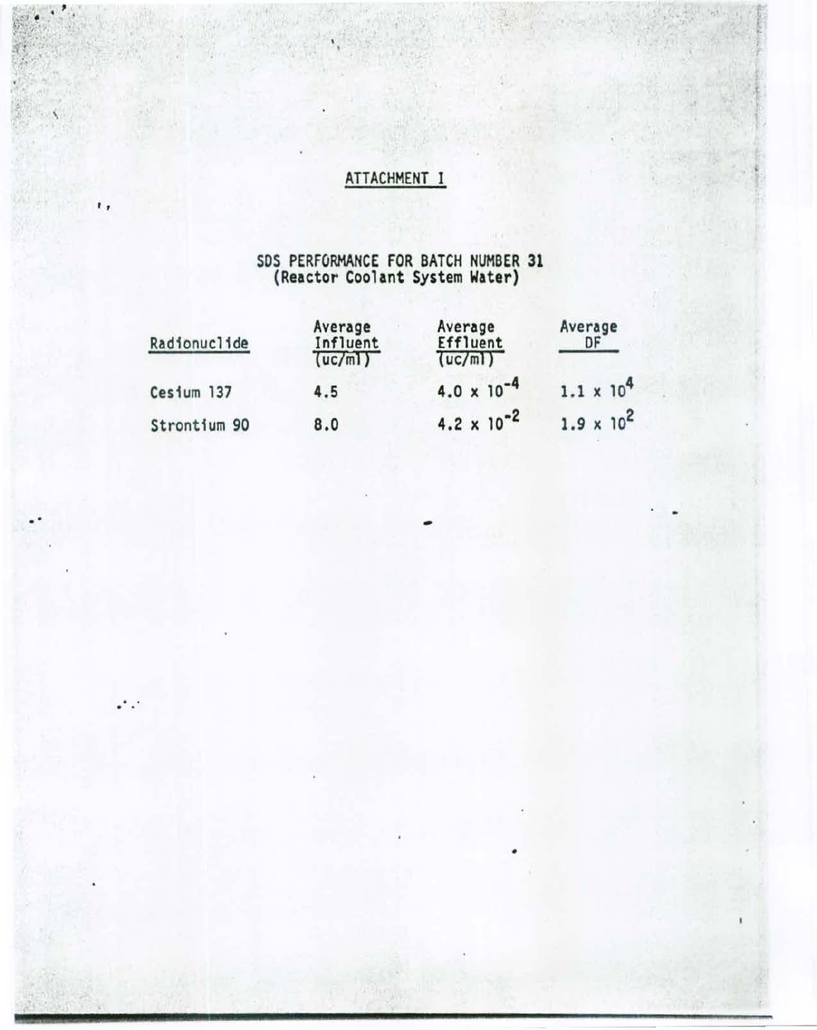ATTACHMENT I

SDS PERFORMANCE FOR BATCH NUMBER 31
(Reactor Coolant System Water)

| Radionuclide | Average Influent (uc/ml) | Average Effluent (uc/ml) | Average DF |
|---|---|---|---|
| Cesium 137 | 4.5 | $4.0 \times 10^{-4}$ | $1.1 \times 10^{4}$ |
| Strontium 90 | 8.0 | $4.2 \times 10^{-2}$ | $1.9 \times 10^{2}$ |